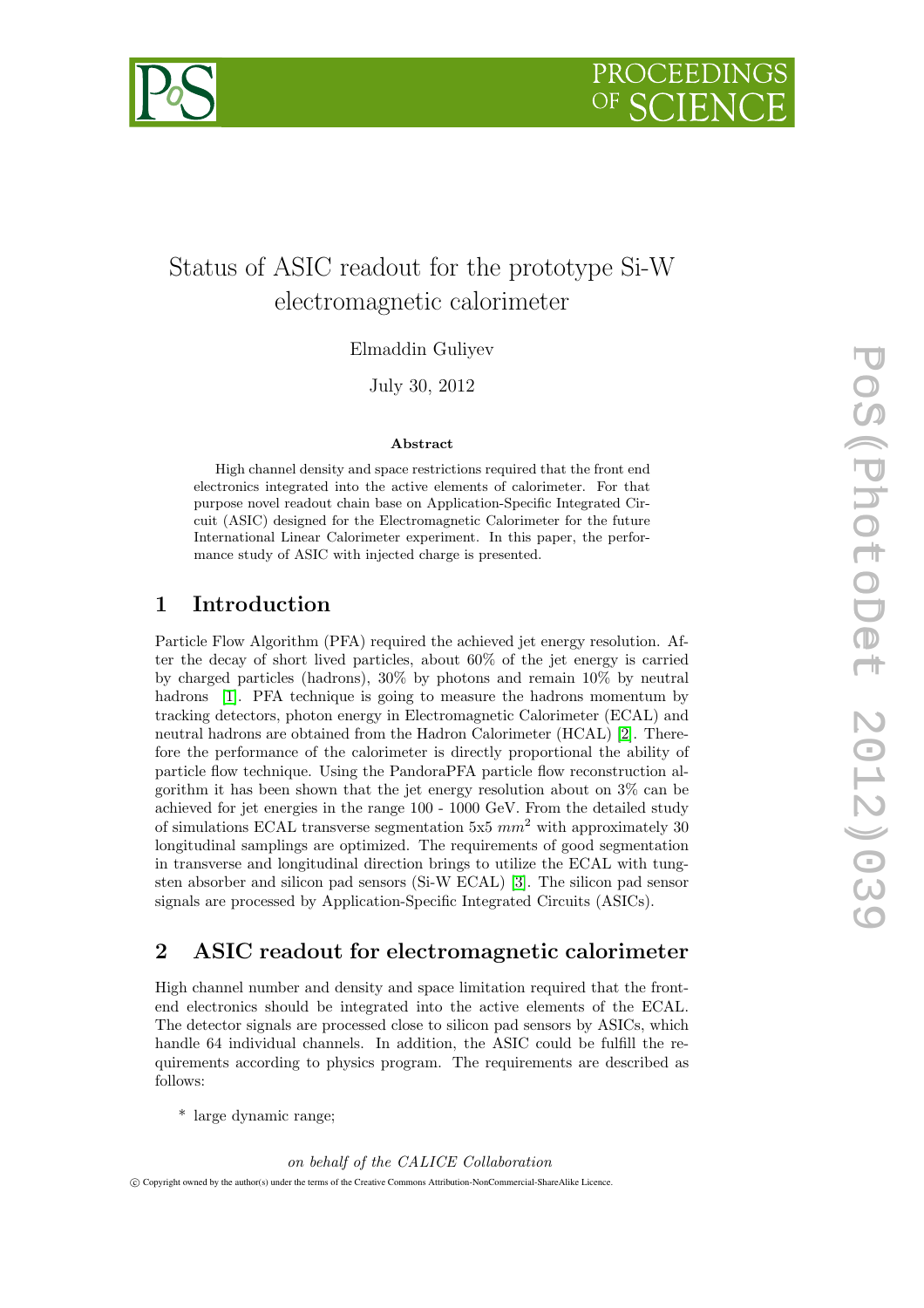# Status of ASIC readout for the prototype Si-W electromagnetic calorimeter

Elmaddin Guliyev

July 30, 2012

### Abstract

High channel density and space restrictions required that the front end electronics integrated into the active elements of calorimeter. For that purpose novel readout chain base on Application-Specific Integrated Circuit (ASIC) designed for the Electromagnetic Calorimeter for the future International Linear Calorimeter experiment. In this paper, the performance study of ASIC with injected charge is presented.

## 1 Introduction

Particle Flow Algorithm (PFA) required the achieved jet energy resolution. After the decay of short lived particles, about 60% of the jet energy is carried by charged particles (hadrons), 30% by photons and remain 10% by neutral hadrons [1]. PFA technique is going to measure the hadrons momentum by tracking detectors, photon energy in Electromagnetic Calorimeter (ECAL) and neutral hadrons are obtained from the Hadron Calorimeter (HCAL) [2]. Therefore the performance of the calorimeter is directly proportional the ability of particle flow technique. Using the PandoraPFA particle flow reconstruction algorithm it has been shown that the jet energy resolution about on 3% can be achieved for jet energies in the range 100 - 1000 GeV. From the detailed study of simulations ECAL transverse segmentation 5x5 $mm^2$ with approximately 30 longitudinal samplings are optimized. The requirements of good segmentation in transverse and longitudinal direction brings to utilize the ECAL with tungsten absorber and silicon pad sensors (Si-W ECAL) [3]. The silicon pad sensor signals are processed by Application-Specific Integrated Circuits (ASICs).

## 2 ASIC readout for electromagnetic calorimeter

High channel number and density and space limitation required that the front-end electronics should be integrated into the active elements of the ECAL. The detector signals are processed close to silicon pad sensors by ASICs, which handle 64 individual channels. In addition, the ASIC could be fulfill the requirements according to physics program. The requirements are described as follows:

* large dynamic range;

*on behalf of the CALICE Collaboration*

© Copyright owned by the author(s) under the terms of the Creative Commons Attribution-NonCommercial-ShareAlike Licence.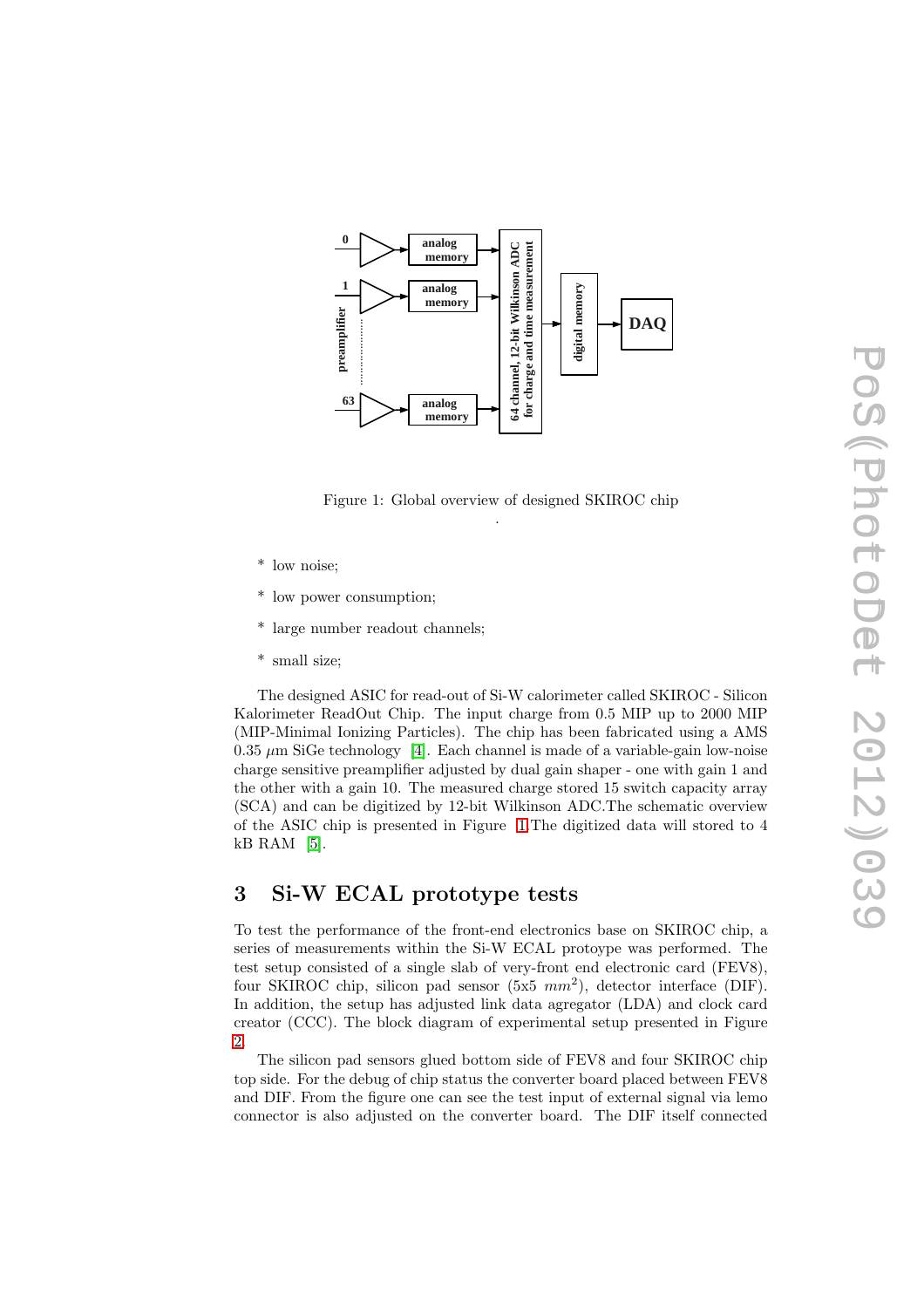Figure 1: Global overview of designed SKIROC chip

.

* low noise;
* low power consumption;
* large number readout channels;
* small size;

The designed ASIC for read-out of Si-W calorimeter called SKIROC - Silicon Kalorimeter ReadOut Chip. The input charge from 0.5 MIP up to 2000 MIP (MIP-Minimal Ionizing Particles). The chip has been fabricated using a AMS 0.35 $\mu$m SiGe technology [4]. Each channel is made of a variable-gain low-noise charge sensitive preamplifier adjusted by dual gain shaper - one with gain 1 and the other with a gain 10. The measured charge stored 15 switch capacity array (SCA) and can be digitized by 12-bit Wilkinson ADC.The schematic overview of the ASIC chip is presented in Figure 1.The digitized data will stored to 4 kB RAM [5].

## 3 Si-W ECAL prototype tests

To test the performance of the front-end electronics base on SKIROC chip, a series of measurements within the Si-W ECAL protoype was performed. The test setup consisted of a single slab of very-front end electronic card (FEV8), four SKIROC chip, silicon pad sensor (5x5 $mm^2$), detector interface (DIF). In addition, the setup has adjusted link data agregator (LDA) and clock card creator (CCC). The block diagram of experimental setup presented in Figure 2.

The silicon pad sensors glued bottom side of FEV8 and four SKIROC chip top side. For the debug of chip status the converter board placed between FEV8 and DIF. From the figure one can see the test input of external signal via lemo connector is also adjusted on the converter board. The DIF itself connected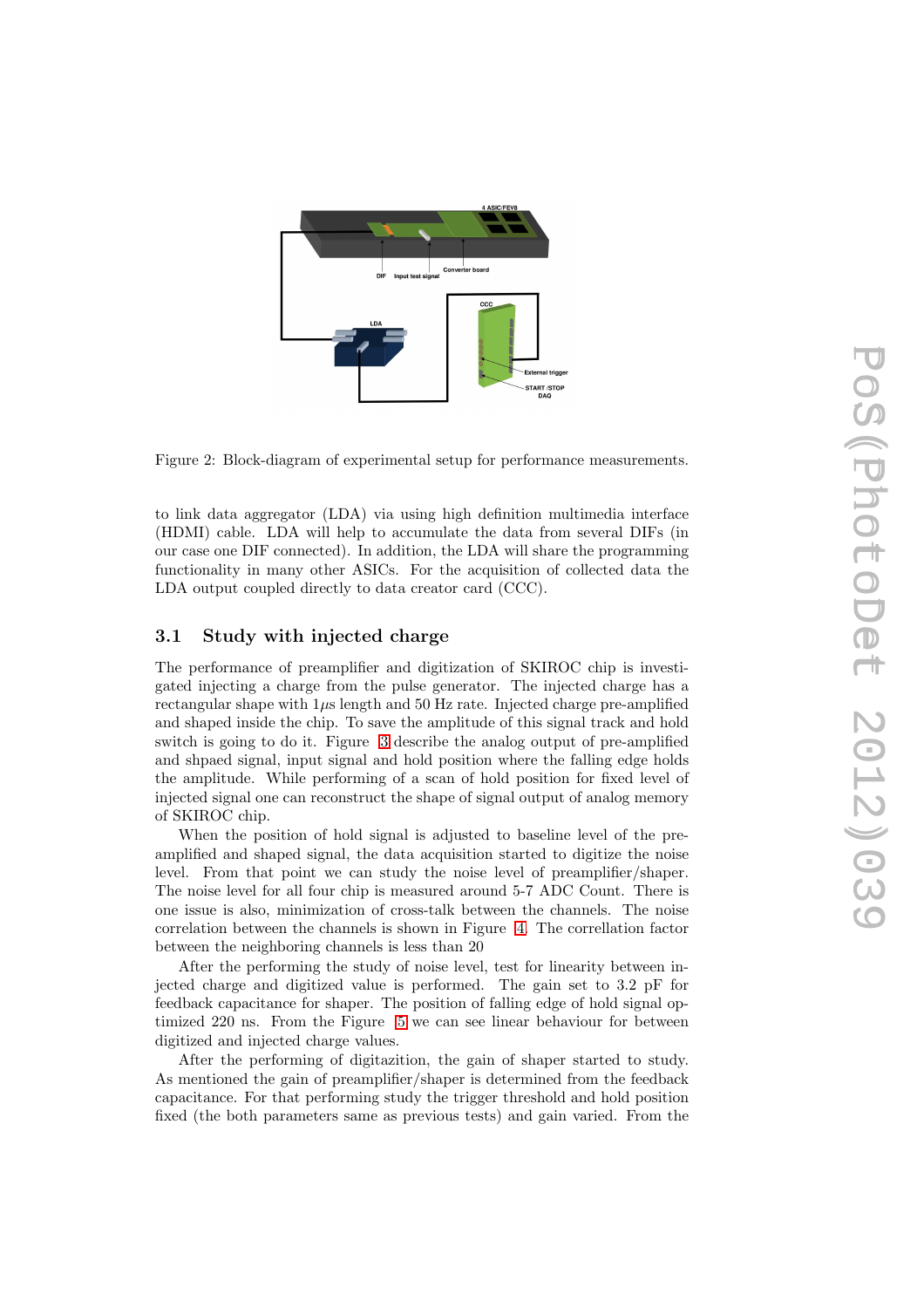Figure 2: Block-diagram of experimental setup for performance measurements.

to link data aggregator (LDA) via using high definition multimedia interface (HDMI) cable. LDA will help to accumulate the data from several DIFs (in our case one DIF connected). In addition, the LDA will share the programming functionality in many other ASICs. For the acquisition of collected data the LDA output coupled directly to data creator card (CCC).

### 3.1 Study with injected charge

The performance of preamplifier and digitization of SKIROC chip is investigated injecting a charge from the pulse generator. The injected charge has a rectangular shape with 1$\mu$s length and 50 Hz rate. Injected charge pre-amplified and shaped inside the chip. To save the amplitude of this signal track and hold switch is going to do it. Figure 3 describe the analog output of pre-amplified and shpaed signal, input signal and hold position where the falling edge holds the amplitude. While performing of a scan of hold position for fixed level of injected signal one can reconstruct the shape of signal output of analog memory of SKIROC chip.

When the position of hold signal is adjusted to baseline level of the pre-amplified and shaped signal, the data acquisition started to digitize the noise level. From that point we can study the noise level of preamplifier/shaper. The noise level for all four chip is measured around 5-7 ADC Count. There is one issue is also, minimization of cross-talk between the channels. The noise correlation between the channels is shown in Figure 4. The correllation factor between the neighboring channels is less than 20

After the performing the study of noise level, test for linearity between injected charge and digitized value is performed. The gain set to 3.2 pF for feedback capacitance for shaper. The position of falling edge of hold signal optimized 220 ns. From the Figure 5 we can see linear behaviour for between digitized and injected charge values.

After the performing of digitazition, the gain of shaper started to study. As mentioned the gain of preamplifier/shaper is determined from the feedback capacitance. For that performing study the trigger threshold and hold position fixed (the both parameters same as previous tests) and gain varied. From the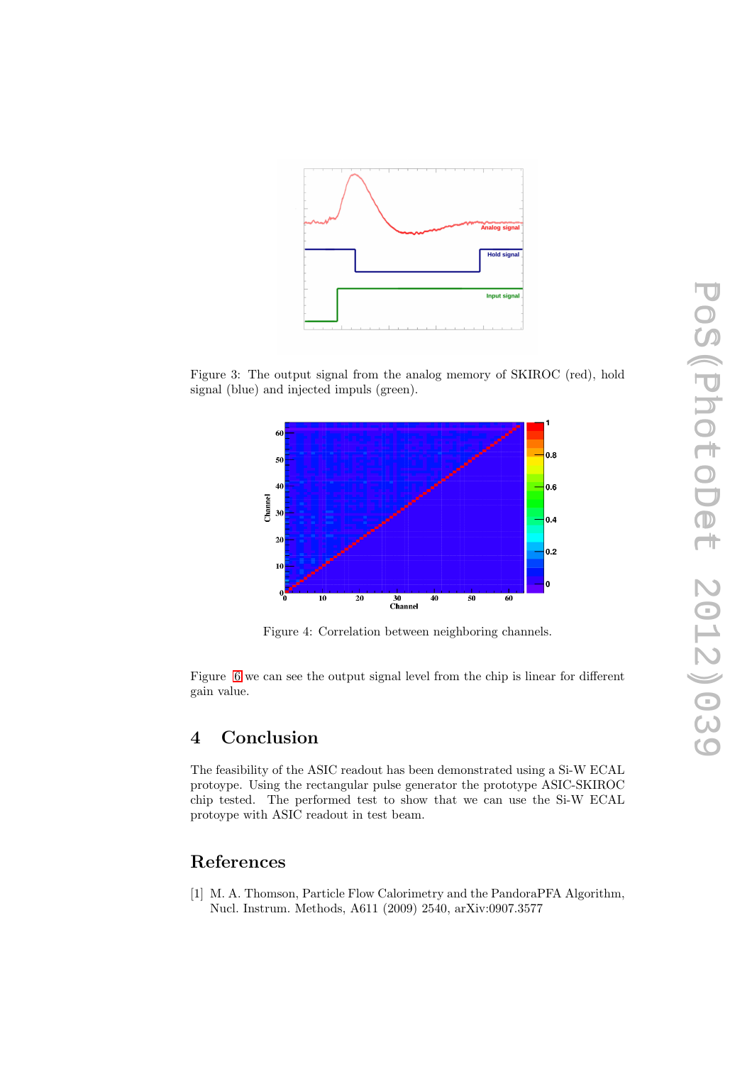Figure 3: The output signal from the analog memory of SKIROC (red), hold signal (blue) and injected impuls (green).

Figure 4: Correlation between neighboring channels.

Figure 6 we can see the output signal level from the chip is linear for different gain value.

## 4 Conclusion

The feasibility of the ASIC readout has been demonstrated using a Si-W ECAL protoype. Using the rectangular pulse generator the prototype ASIC-SKIROC chip tested. The performed test to show that we can use the Si-W ECAL protoype with ASIC readout in test beam.

## References

[1] M. A. Thomson, Particle Flow Calorimetry and the PandoraPFA Algorithm, Nucl. Instrum. Methods, A611 (2009) 2540, arXiv:0907.3577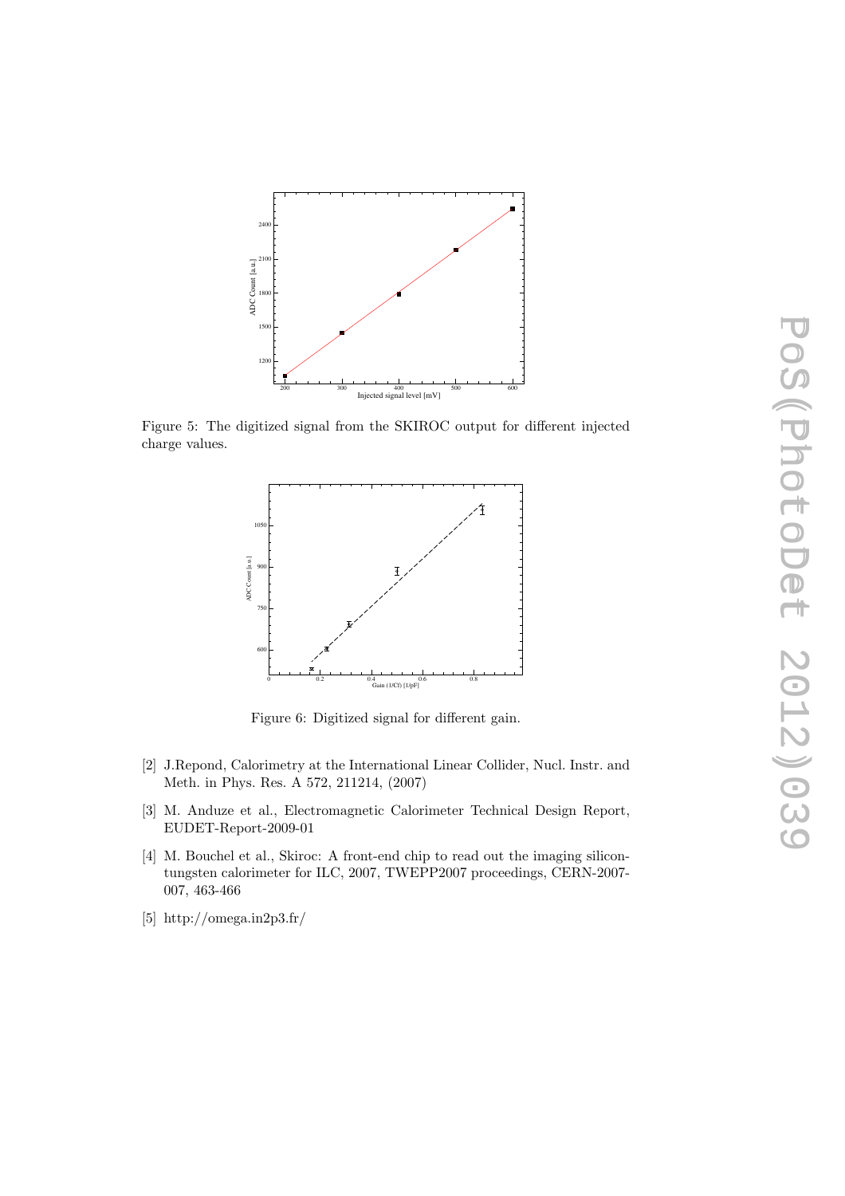ADC Count [a.u.]

2400

2100

1800

1500

1200

200

300

400

500

600

Injected signal level [mV]

Figure 5: The digitized signal from the SKIROC output for different injected charge values.

ADC Count [a.u.]

1050

900

750

600

0

0.2

0.4

0.6

0.8

Gain (1/Cf) [1/pF]

Figure 6: Digitized signal for different gain.

[2] J.Repond, Calorimetry at the International Linear Collider, Nucl. Instr. and Meth. in Phys. Res. A 572, 211214, (2007)

[3] M. Anduze et al., Electromagnetic Calorimeter Technical Design Report, EUDET-Report-2009-01

[4] M. Bouchel et al., Skiroc: A front-end chip to read out the imaging silicon-tungsten calorimeter for ILC, 2007, TWEPP2007 proceedings, CERN-2007-007, 463-466

[5] http://omega.in2p3.fr/